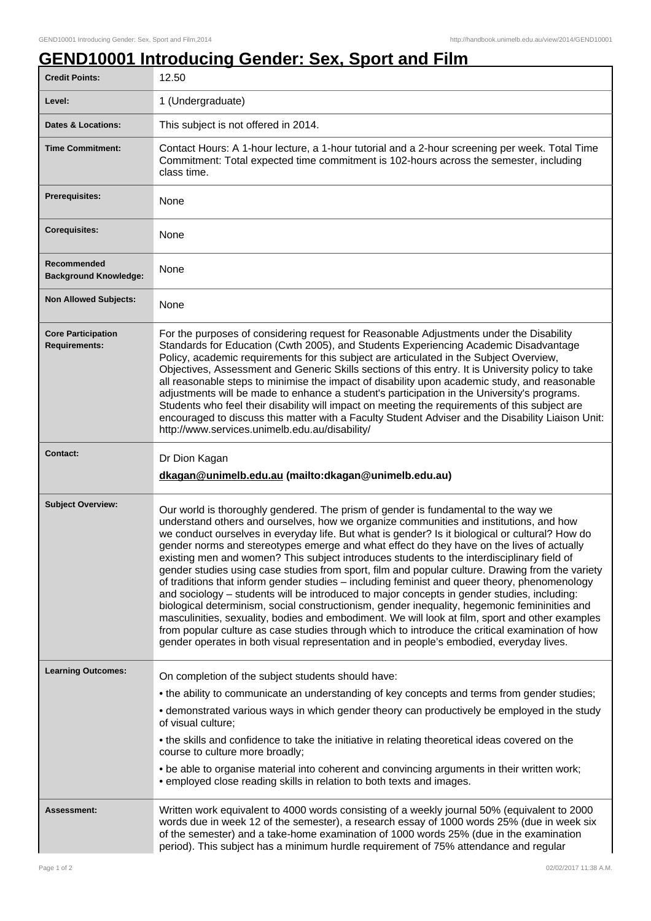# GEND10001 Introducing Gender: Sex, Sport and Film

| | |
|---|---|
| **Credit Points:** | 12.50 |
| **Level:** | 1 (Undergraduate) |
| **Dates & Locations:** | This subject is not offered in 2014. |
| **Time Commitment:** | Contact Hours: A 1-hour lecture, a 1-hour tutorial and a 2-hour screening per week. Total Time Commitment: Total expected time commitment is 102-hours across the semester, including class time. |
| **Prerequisites:** | None |
| **Corequisites:** | None |
| **Recommended Background Knowledge:** | None |
| **Non Allowed Subjects:** | None |
| **Core Participation Requirements:** | For the purposes of considering request for Reasonable Adjustments under the Disability Standards for Education (Cwth 2005), and Students Experiencing Academic Disadvantage Policy, academic requirements for this subject are articulated in the Subject Overview, Objectives, Assessment and Generic Skills sections of this entry. It is University policy to take all reasonable steps to minimise the impact of disability upon academic study, and reasonable adjustments will be made to enhance a student's participation in the University's programs. Students who feel their disability will impact on meeting the requirements of this subject are encouraged to discuss this matter with a Faculty Student Adviser and the Disability Liaison Unit: http://www.services.unimelb.edu.au/disability/ |
| **Contact:** | Dr Dion Kagan<br>**dkagan@unimelb.edu.au (mailto:dkagan@unimelb.edu.au)** |
| **Subject Overview:** | Our world is thoroughly gendered. The prism of gender is fundamental to the way we understand others and ourselves, how we organize communities and institutions, and how we conduct ourselves in everyday life. But what is gender? Is it biological or cultural? How do gender norms and stereotypes emerge and what effect do they have on the lives of actually existing men and women? This subject introduces students to the interdisciplinary field of gender studies using case studies from sport, film and popular culture. Drawing from the variety of traditions that inform gender studies – including feminist and queer theory, phenomenology and sociology – students will be introduced to major concepts in gender studies, including: biological determinism, social constructionism, gender inequality, hegemonic femininities and masculinities, sexuality, bodies and embodiment. We will look at film, sport and other examples from popular culture as case studies through which to introduce the critical examination of how gender operates in both visual representation and in people's embodied, everyday lives. |
| **Learning Outcomes:** | On completion of the subject students should have:<br>• the ability to communicate an understanding of key concepts and terms from gender studies;<br>• demonstrated various ways in which gender theory can productively be employed in the study of visual culture;<br>• the skills and confidence to take the initiative in relating theoretical ideas covered on the course to culture more broadly;<br>• be able to organise material into coherent and convincing arguments in their written work;<br>• employed close reading skills in relation to both texts and images. |
| **Assessment:** | Written work equivalent to 4000 words consisting of a weekly journal 50% (equivalent to 2000 words due in week 12 of the semester), a research essay of 1000 words 25% (due in week six of the semester) and a take-home examination of 1000 words 25% (due in the examination period). This subject has a minimum hurdle requirement of 75% attendance and regular |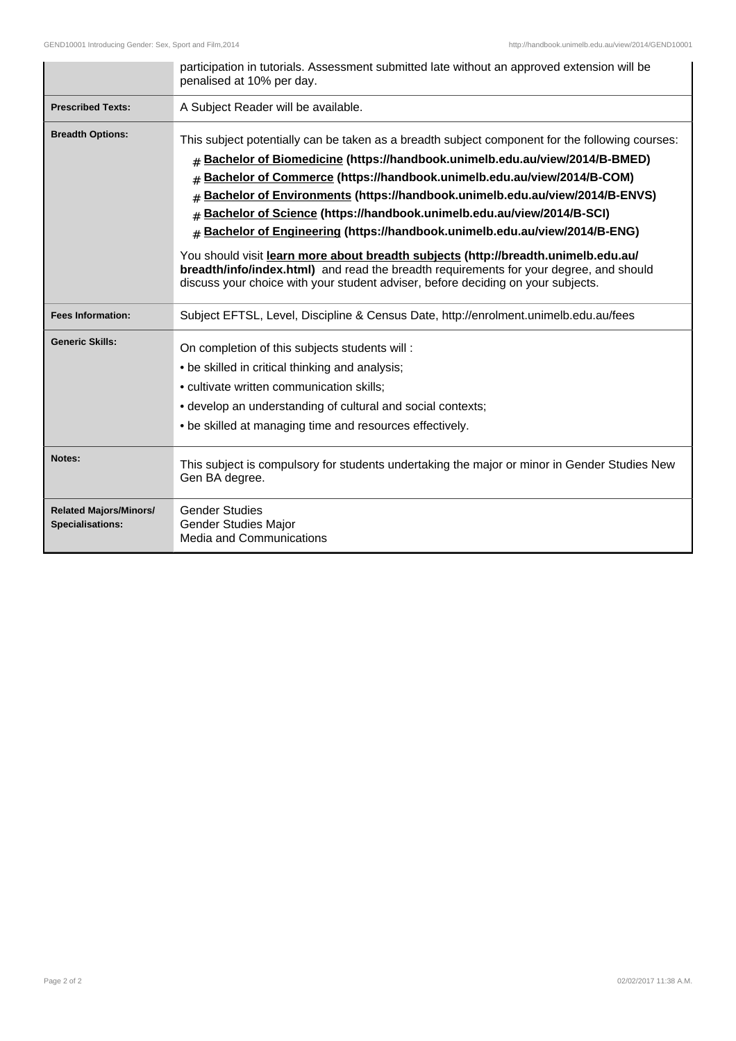| | |
|---|---|
| | participation in tutorials. Assessment submitted late without an approved extension will be penalised at 10% per day. |
| **Prescribed Texts:** | A Subject Reader will be available. |
| **Breadth Options:** | This subject potentially can be taken as a breadth subject component for the following courses:<br># **Bachelor of Biomedicine (https://handbook.unimelb.edu.au/view/2014/B-BMED)**<br># **Bachelor of Commerce (https://handbook.unimelb.edu.au/view/2014/B-COM)**<br># **Bachelor of Environments (https://handbook.unimelb.edu.au/view/2014/B-ENVS)**<br># **Bachelor of Science (https://handbook.unimelb.edu.au/view/2014/B-SCI)**<br># **Bachelor of Engineering (https://handbook.unimelb.edu.au/view/2014/B-ENG)**<br>You should visit **learn more about breadth subjects (http://breadth.unimelb.edu.au/breadth/info/index.html)** and read the breadth requirements for your degree, and should discuss your choice with your student adviser, before deciding on your subjects. |
| **Fees Information:** | Subject EFTSL, Level, Discipline & Census Date, http://enrolment.unimelb.edu.au/fees |
| **Generic Skills:** | On completion of this subjects students will :<br>• be skilled in critical thinking and analysis;<br>• cultivate written communication skills;<br>• develop an understanding of cultural and social contexts;<br>• be skilled at managing time and resources effectively. |
| **Notes:** | This subject is compulsory for students undertaking the major or minor in Gender Studies New Gen BA degree. |
| **Related Majors/Minors/ Specialisations:** | Gender Studies<br>Gender Studies Major<br>Media and Communications |